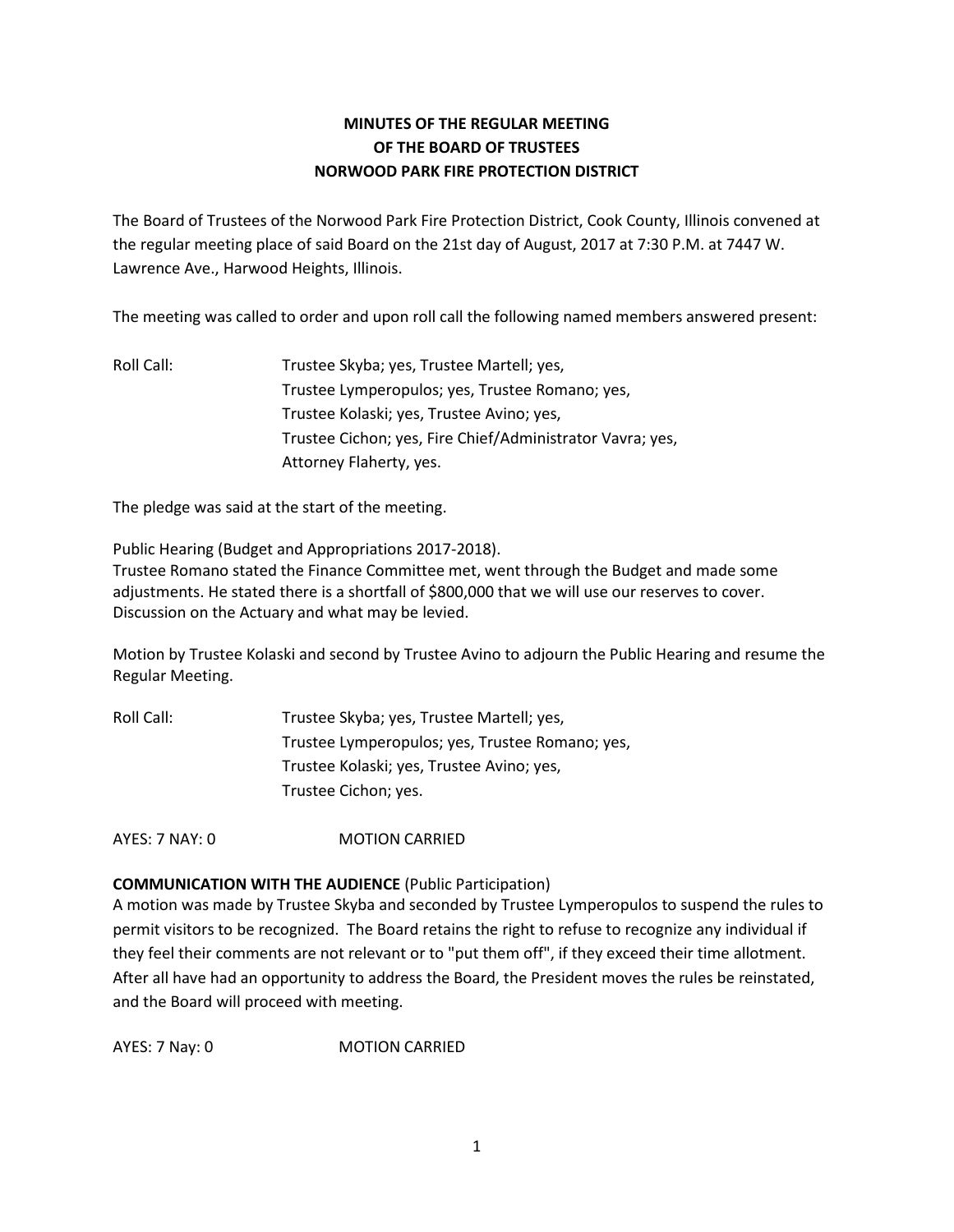# MINUTES OF THE REGULAR MEETING
# OF THE BOARD OF TRUSTEES
# NORWOOD PARK FIRE PROTECTION DISTRICT

The Board of Trustees of the Norwood Park Fire Protection District, Cook County, Illinois convened at the regular meeting place of said Board on the 21st day of August, 2017 at 7:30 P.M. at 7447 W. Lawrence Ave., Harwood Heights, Illinois.

The meeting was called to order and upon roll call the following named members answered present:

Roll Call: Trustee Skyba; yes, Trustee Martell; yes,
Trustee Lymperopulos; yes, Trustee Romano; yes,
Trustee Kolaski; yes, Trustee Avino; yes,
Trustee Cichon; yes, Fire Chief/Administrator Vavra; yes,
Attorney Flaherty, yes.

The pledge was said at the start of the meeting.

Public Hearing (Budget and Appropriations 2017-2018).
Trustee Romano stated the Finance Committee met, went through the Budget and made some adjustments. He stated there is a shortfall of $800,000 that we will use our reserves to cover. Discussion on the Actuary and what may be levied.

Motion by Trustee Kolaski and second by Trustee Avino to adjourn the Public Hearing and resume the Regular Meeting.

Roll Call: Trustee Skyba; yes, Trustee Martell; yes,
Trustee Lymperopulos; yes, Trustee Romano; yes,
Trustee Kolaski; yes, Trustee Avino; yes,
Trustee Cichon; yes.

AYES: 7 NAY: 0 MOTION CARRIED

**COMMUNICATION WITH THE AUDIENCE** (Public Participation)
A motion was made by Trustee Skyba and seconded by Trustee Lymperopulos to suspend the rules to permit visitors to be recognized. The Board retains the right to refuse to recognize any individual if they feel their comments are not relevant or to "put them off", if they exceed their time allotment. After all have had an opportunity to address the Board, the President moves the rules be reinstated, and the Board will proceed with meeting.

AYES: 7 Nay: 0 MOTION CARRIED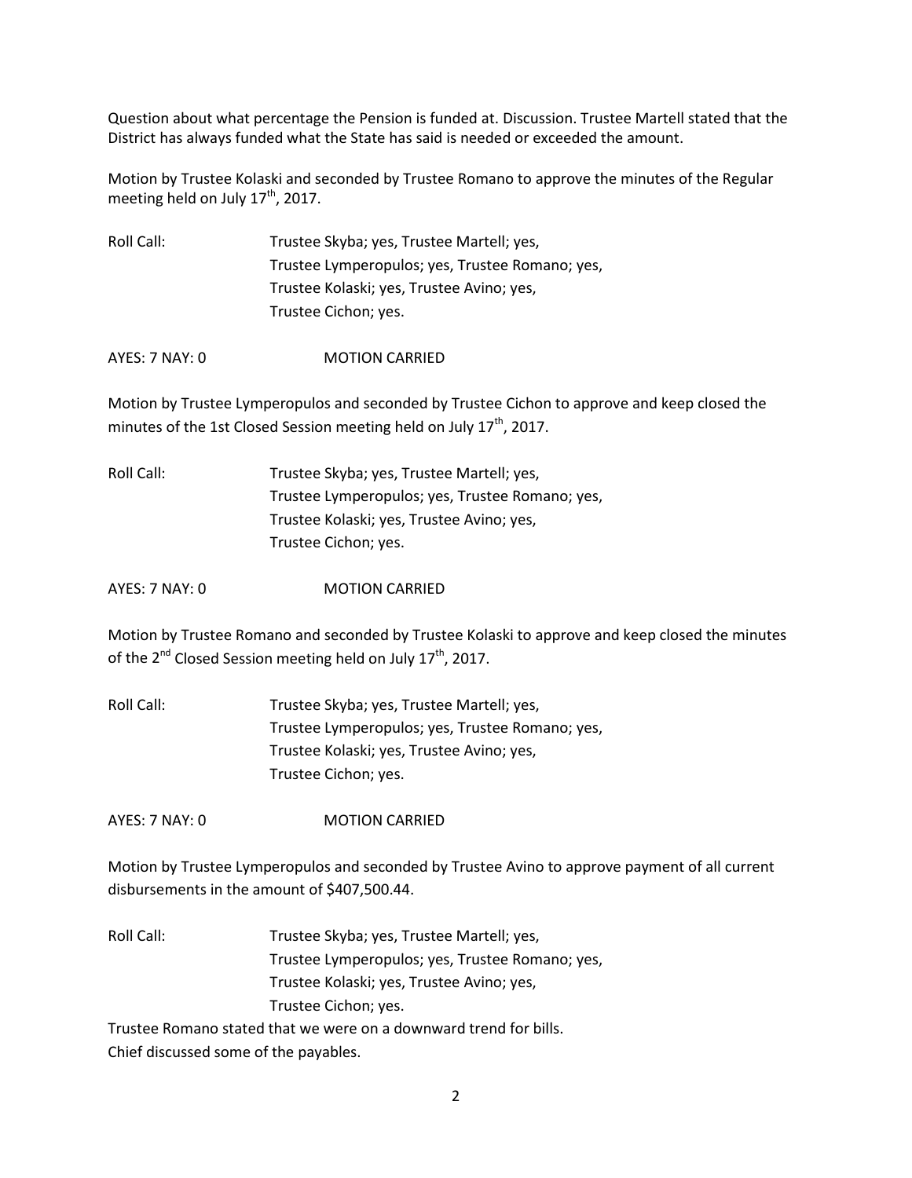Question about what percentage the Pension is funded at. Discussion. Trustee Martell stated that the District has always funded what the State has said is needed or exceeded the amount.

Motion by Trustee Kolaski and seconded by Trustee Romano to approve the minutes of the Regular meeting held on July 17th, 2017.

Roll Call: Trustee Skyba; yes, Trustee Martell; yes,
Trustee Lymperopulos; yes, Trustee Romano; yes,
Trustee Kolaski; yes, Trustee Avino; yes,
Trustee Cichon; yes.

AYES: 7 NAY: 0 MOTION CARRIED

Motion by Trustee Lymperopulos and seconded by Trustee Cichon to approve and keep closed the minutes of the 1st Closed Session meeting held on July 17th, 2017.

Roll Call: Trustee Skyba; yes, Trustee Martell; yes,
Trustee Lymperopulos; yes, Trustee Romano; yes,
Trustee Kolaski; yes, Trustee Avino; yes,
Trustee Cichon; yes.

AYES: 7 NAY: 0 MOTION CARRIED

Motion by Trustee Romano and seconded by Trustee Kolaski to approve and keep closed the minutes of the 2nd Closed Session meeting held on July 17th, 2017.

Roll Call: Trustee Skyba; yes, Trustee Martell; yes,
Trustee Lymperopulos; yes, Trustee Romano; yes,
Trustee Kolaski; yes, Trustee Avino; yes,
Trustee Cichon; yes.

AYES: 7 NAY: 0 MOTION CARRIED

Motion by Trustee Lymperopulos and seconded by Trustee Avino to approve payment of all current disbursements in the amount of $407,500.44.

Roll Call: Trustee Skyba; yes, Trustee Martell; yes,
Trustee Lymperopulos; yes, Trustee Romano; yes,
Trustee Kolaski; yes, Trustee Avino; yes,
Trustee Cichon; yes.

Trustee Romano stated that we were on a downward trend for bills.
Chief discussed some of the payables.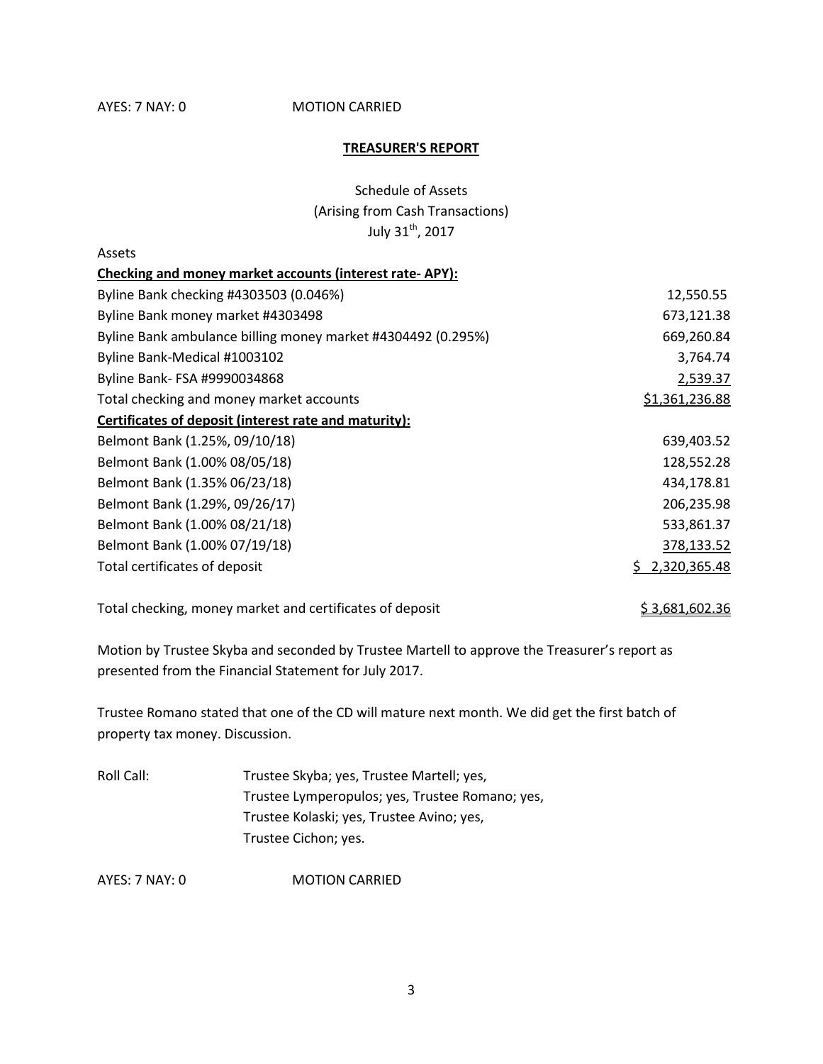AYES: 7 NAY: 0 MOTION CARRIED

## TREASURER'S REPORT

Schedule of Assets
(Arising from Cash Transactions)
July 31th, 2017

| Assets | |
|---|---|
| **Checking and money market accounts (interest rate- APY):** | |
| Byline Bank checking #4303503 (0.046%) | 12,550.55 |
| Byline Bank money market #4303498 | 673,121.38 |
| Byline Bank ambulance billing money market #4304492 (0.295%) | 669,260.84 |
| Byline Bank-Medical #1003102 | 3,764.74 |
| Byline Bank- FSA #9990034868 | 2,539.37 |
| Total checking and money market accounts | $1,361,236.88 |
| **Certificates of deposit (interest rate and maturity):** | |
| Belmont Bank (1.25%, 09/10/18) | 639,403.52 |
| Belmont Bank (1.00% 08/05/18) | 128,552.28 |
| Belmont Bank (1.35% 06/23/18) | 434,178.81 |
| Belmont Bank (1.29%, 09/26/17) | 206,235.98 |
| Belmont Bank (1.00% 08/21/18) | 533,861.37 |
| Belmont Bank (1.00% 07/19/18) | 378,133.52 |
| Total certificates of deposit | $ 2,320,365.48 |
| | |
| Total checking, money market and certificates of deposit | $ 3,681,602.36 |

Motion by Trustee Skyba and seconded by Trustee Martell to approve the Treasurer's report as presented from the Financial Statement for July 2017.

Trustee Romano stated that one of the CD will mature next month. We did get the first batch of property tax money. Discussion.

Roll Call: Trustee Skyba; yes, Trustee Martell; yes,
Trustee Lymperopulos; yes, Trustee Romano; yes,
Trustee Kolaski; yes, Trustee Avino; yes,
Trustee Cichon; yes.

AYES: 7 NAY: 0 MOTION CARRIED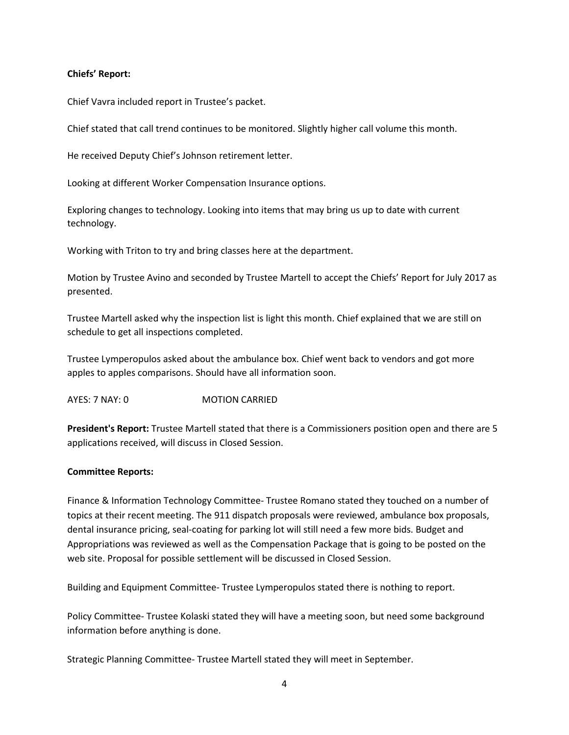**Chiefs' Report:**

Chief Vavra included report in Trustee's packet.

Chief stated that call trend continues to be monitored. Slightly higher call volume this month.

He received Deputy Chief's Johnson retirement letter.

Looking at different Worker Compensation Insurance options.

Exploring changes to technology. Looking into items that may bring us up to date with current technology.

Working with Triton to try and bring classes here at the department.

Motion by Trustee Avino and seconded by Trustee Martell to accept the Chiefs' Report for July 2017 as presented.

Trustee Martell asked why the inspection list is light this month. Chief explained that we are still on schedule to get all inspections completed.

Trustee Lymperopulos asked about the ambulance box. Chief went back to vendors and got more apples to apples comparisons. Should have all information soon.

AYES: 7 NAY: 0 MOTION CARRIED

**President's Report:** Trustee Martell stated that there is a Commissioners position open and there are 5 applications received, will discuss in Closed Session.

**Committee Reports:**

Finance & Information Technology Committee- Trustee Romano stated they touched on a number of topics at their recent meeting. The 911 dispatch proposals were reviewed, ambulance box proposals, dental insurance pricing, seal-coating for parking lot will still need a few more bids. Budget and Appropriations was reviewed as well as the Compensation Package that is going to be posted on the web site. Proposal for possible settlement will be discussed in Closed Session.

Building and Equipment Committee- Trustee Lymperopulos stated there is nothing to report.

Policy Committee- Trustee Kolaski stated they will have a meeting soon, but need some background information before anything is done.

Strategic Planning Committee- Trustee Martell stated they will meet in September.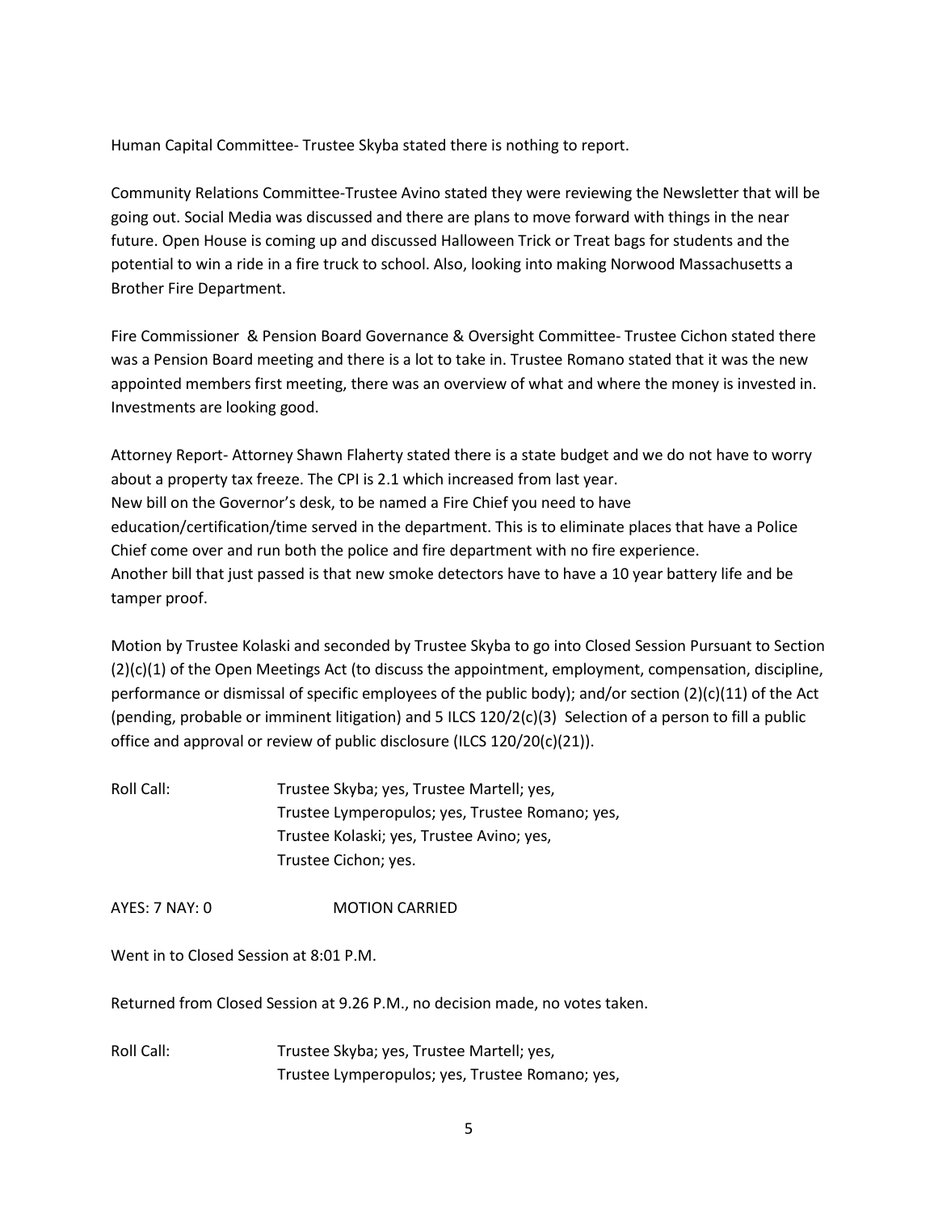Human Capital Committee- Trustee Skyba stated there is nothing to report.

Community Relations Committee-Trustee Avino stated they were reviewing the Newsletter that will be going out. Social Media was discussed and there are plans to move forward with things in the near future. Open House is coming up and discussed Halloween Trick or Treat bags for students and the potential to win a ride in a fire truck to school. Also, looking into making Norwood Massachusetts a Brother Fire Department.

Fire Commissioner & Pension Board Governance & Oversight Committee- Trustee Cichon stated there was a Pension Board meeting and there is a lot to take in. Trustee Romano stated that it was the new appointed members first meeting, there was an overview of what and where the money is invested in. Investments are looking good.

Attorney Report- Attorney Shawn Flaherty stated there is a state budget and we do not have to worry about a property tax freeze. The CPI is 2.1 which increased from last year.
New bill on the Governor's desk, to be named a Fire Chief you need to have education/certification/time served in the department. This is to eliminate places that have a Police Chief come over and run both the police and fire department with no fire experience.
Another bill that just passed is that new smoke detectors have to have a 10 year battery life and be tamper proof.

Motion by Trustee Kolaski and seconded by Trustee Skyba to go into Closed Session Pursuant to Section (2)(c)(1) of the Open Meetings Act (to discuss the appointment, employment, compensation, discipline, performance or dismissal of specific employees of the public body); and/or section (2)(c)(11) of the Act (pending, probable or imminent litigation) and 5 ILCS 120/2(c)(3) Selection of a person to fill a public office and approval or review of public disclosure (ILCS 120/20(c)(21)).

Roll Call: Trustee Skyba; yes, Trustee Martell; yes,
Trustee Lymperopulos; yes, Trustee Romano; yes,
Trustee Kolaski; yes, Trustee Avino; yes,
Trustee Cichon; yes.

AYES: 7 NAY: 0 MOTION CARRIED

Went in to Closed Session at 8:01 P.M.

Returned from Closed Session at 9.26 P.M., no decision made, no votes taken.

Roll Call: Trustee Skyba; yes, Trustee Martell; yes,
Trustee Lymperopulos; yes, Trustee Romano; yes,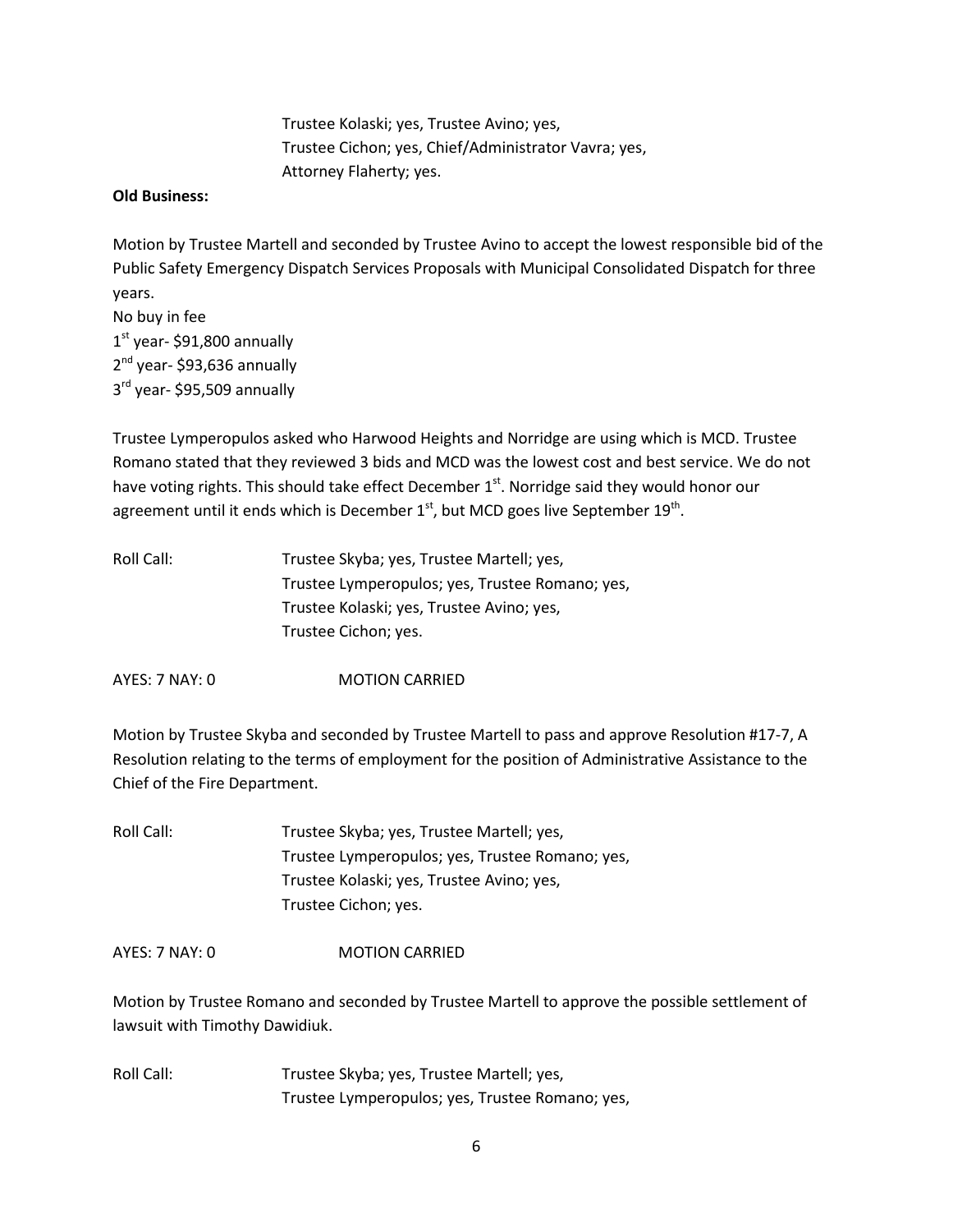Trustee Kolaski; yes, Trustee Avino; yes,
Trustee Cichon; yes, Chief/Administrator Vavra; yes,
Attorney Flaherty; yes.

**Old Business:**

Motion by Trustee Martell and seconded by Trustee Avino to accept the lowest responsible bid of the Public Safety Emergency Dispatch Services Proposals with Municipal Consolidated Dispatch for three years.
No buy in fee
1st year- $91,800 annually
2nd year- $93,636 annually
3rd year- $95,509 annually

Trustee Lymperopulos asked who Harwood Heights and Norridge are using which is MCD. Trustee Romano stated that they reviewed 3 bids and MCD was the lowest cost and best service. We do not have voting rights. This should take effect December 1st. Norridge said they would honor our agreement until it ends which is December 1st, but MCD goes live September 19th.

Roll Call: Trustee Skyba; yes, Trustee Martell; yes,
Trustee Lymperopulos; yes, Trustee Romano; yes,
Trustee Kolaski; yes, Trustee Avino; yes,
Trustee Cichon; yes.

AYES: 7 NAY: 0 MOTION CARRIED

Motion by Trustee Skyba and seconded by Trustee Martell to pass and approve Resolution #17-7, A Resolution relating to the terms of employment for the position of Administrative Assistance to the Chief of the Fire Department.

Roll Call: Trustee Skyba; yes, Trustee Martell; yes,
Trustee Lymperopulos; yes, Trustee Romano; yes,
Trustee Kolaski; yes, Trustee Avino; yes,
Trustee Cichon; yes.

AYES: 7 NAY: 0 MOTION CARRIED

Motion by Trustee Romano and seconded by Trustee Martell to approve the possible settlement of lawsuit with Timothy Dawidiuk.

Roll Call: Trustee Skyba; yes, Trustee Martell; yes,
Trustee Lymperopulos; yes, Trustee Romano; yes,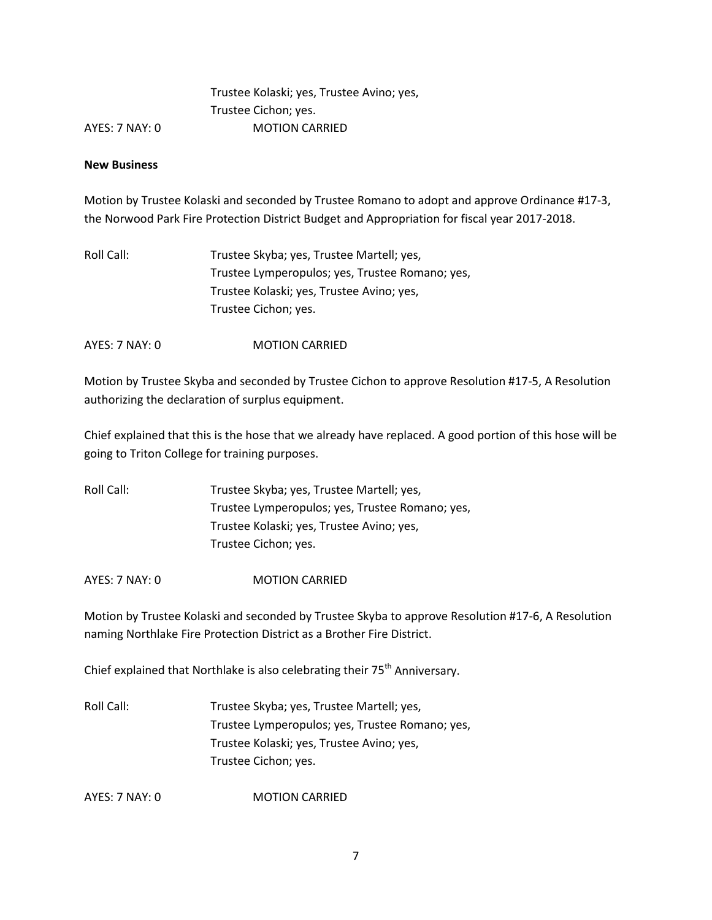Trustee Kolaski; yes, Trustee Avino; yes,
Trustee Cichon; yes.

AYES: 7 NAY: 0 MOTION CARRIED

**New Business**

Motion by Trustee Kolaski and seconded by Trustee Romano to adopt and approve Ordinance #17-3, the Norwood Park Fire Protection District Budget and Appropriation for fiscal year 2017-2018.

Roll Call: Trustee Skyba; yes, Trustee Martell; yes,
Trustee Lymperopulos; yes, Trustee Romano; yes,
Trustee Kolaski; yes, Trustee Avino; yes,
Trustee Cichon; yes.

AYES: 7 NAY: 0 MOTION CARRIED

Motion by Trustee Skyba and seconded by Trustee Cichon to approve Resolution #17-5, A Resolution authorizing the declaration of surplus equipment.

Chief explained that this is the hose that we already have replaced. A good portion of this hose will be going to Triton College for training purposes.

Roll Call: Trustee Skyba; yes, Trustee Martell; yes,
Trustee Lymperopulos; yes, Trustee Romano; yes,
Trustee Kolaski; yes, Trustee Avino; yes,
Trustee Cichon; yes.

AYES: 7 NAY: 0 MOTION CARRIED

Motion by Trustee Kolaski and seconded by Trustee Skyba to approve Resolution #17-6, A Resolution naming Northlake Fire Protection District as a Brother Fire District.

Chief explained that Northlake is also celebrating their 75th Anniversary.

Roll Call: Trustee Skyba; yes, Trustee Martell; yes,
Trustee Lymperopulos; yes, Trustee Romano; yes,
Trustee Kolaski; yes, Trustee Avino; yes,
Trustee Cichon; yes.

AYES: 7 NAY: 0 MOTION CARRIED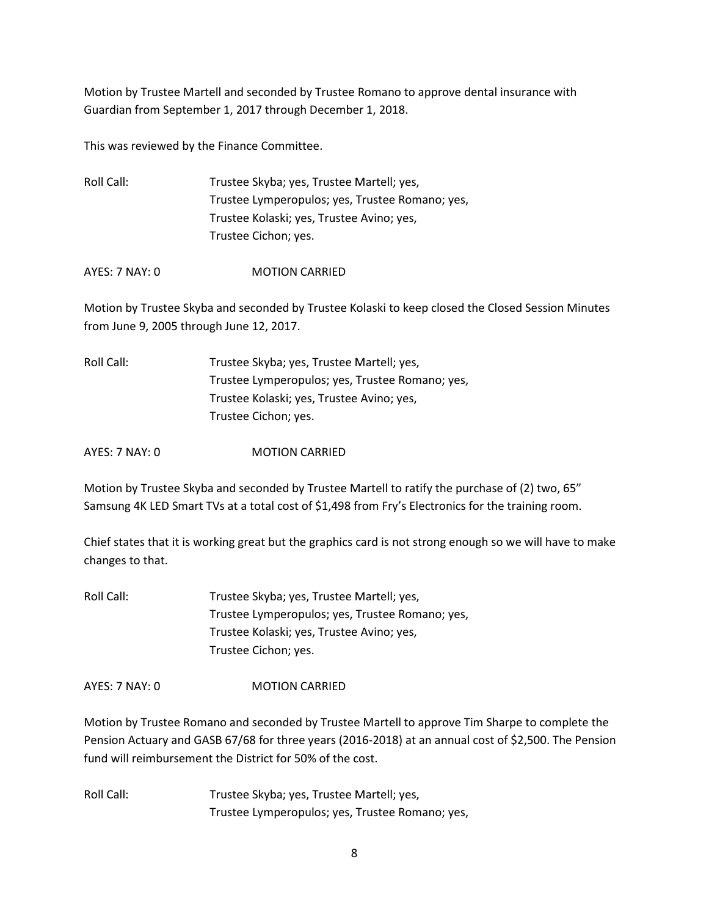Motion by Trustee Martell and seconded by Trustee Romano to approve dental insurance with Guardian from September 1, 2017 through December 1, 2018.

This was reviewed by the Finance Committee.

Roll Call: Trustee Skyba; yes, Trustee Martell; yes,
Trustee Lymperopulos; yes, Trustee Romano; yes,
Trustee Kolaski; yes, Trustee Avino; yes,
Trustee Cichon; yes.

AYES: 7 NAY: 0 MOTION CARRIED

Motion by Trustee Skyba and seconded by Trustee Kolaski to keep closed the Closed Session Minutes from June 9, 2005 through June 12, 2017.

Roll Call: Trustee Skyba; yes, Trustee Martell; yes,
Trustee Lymperopulos; yes, Trustee Romano; yes,
Trustee Kolaski; yes, Trustee Avino; yes,
Trustee Cichon; yes.

AYES: 7 NAY: 0 MOTION CARRIED

Motion by Trustee Skyba and seconded by Trustee Martell to ratify the purchase of (2) two, 65" Samsung 4K LED Smart TVs at a total cost of $1,498 from Fry's Electronics for the training room.

Chief states that it is working great but the graphics card is not strong enough so we will have to make changes to that.

Roll Call: Trustee Skyba; yes, Trustee Martell; yes,
Trustee Lymperopulos; yes, Trustee Romano; yes,
Trustee Kolaski; yes, Trustee Avino; yes,
Trustee Cichon; yes.

AYES: 7 NAY: 0 MOTION CARRIED

Motion by Trustee Romano and seconded by Trustee Martell to approve Tim Sharpe to complete the Pension Actuary and GASB 67/68 for three years (2016-2018) at an annual cost of $2,500. The Pension fund will reimbursement the District for 50% of the cost.

Roll Call: Trustee Skyba; yes, Trustee Martell; yes,
Trustee Lymperopulos; yes, Trustee Romano; yes,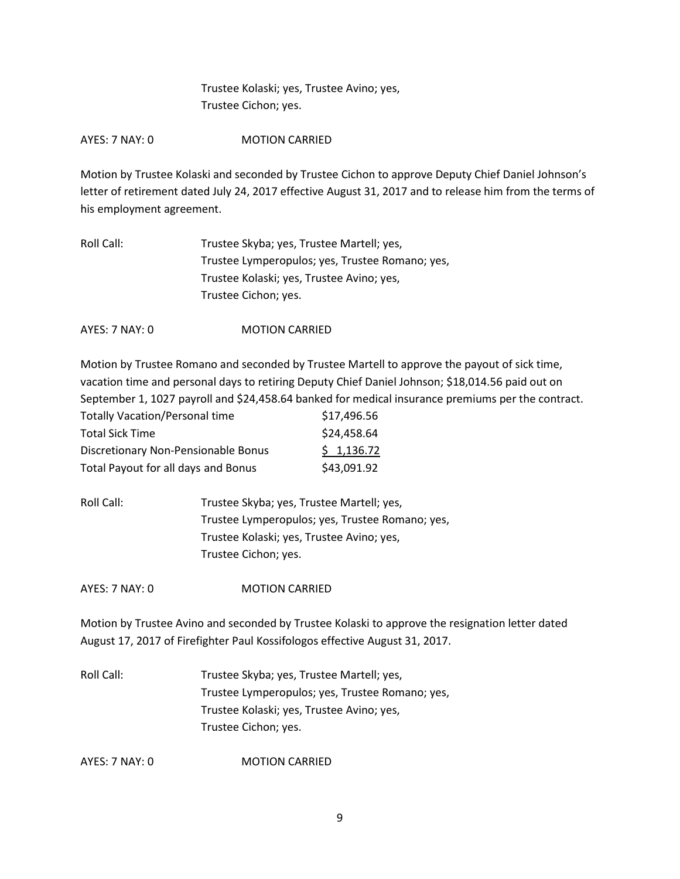Trustee Kolaski; yes, Trustee Avino; yes,
Trustee Cichon; yes.

AYES: 7 NAY: 0 MOTION CARRIED

Motion by Trustee Kolaski and seconded by Trustee Cichon to approve Deputy Chief Daniel Johnson's letter of retirement dated July 24, 2017 effective August 31, 2017 and to release him from the terms of his employment agreement.

Roll Call: Trustee Skyba; yes, Trustee Martell; yes,
Trustee Lymperopulos; yes, Trustee Romano; yes,
Trustee Kolaski; yes, Trustee Avino; yes,
Trustee Cichon; yes.

AYES: 7 NAY: 0 MOTION CARRIED

Motion by Trustee Romano and seconded by Trustee Martell to approve the payout of sick time, vacation time and personal days to retiring Deputy Chief Daniel Johnson; $18,014.56 paid out on September 1, 1027 payroll and $24,458.64 banked for medical insurance premiums per the contract.

| | |
|---|---|
| Totally Vacation/Personal time | $17,496.56 |
| Total Sick Time | $24,458.64 |
| Discretionary Non-Pensionable Bonus | $ 1,136.72 |
| Total Payout for all days and Bonus | $43,091.92 |

Roll Call: Trustee Skyba; yes, Trustee Martell; yes,
Trustee Lymperopulos; yes, Trustee Romano; yes,
Trustee Kolaski; yes, Trustee Avino; yes,
Trustee Cichon; yes.

AYES: 7 NAY: 0 MOTION CARRIED

Motion by Trustee Avino and seconded by Trustee Kolaski to approve the resignation letter dated August 17, 2017 of Firefighter Paul Kossifologos effective August 31, 2017.

Roll Call: Trustee Skyba; yes, Trustee Martell; yes,
Trustee Lymperopulos; yes, Trustee Romano; yes,
Trustee Kolaski; yes, Trustee Avino; yes,
Trustee Cichon; yes.

AYES: 7 NAY: 0 MOTION CARRIED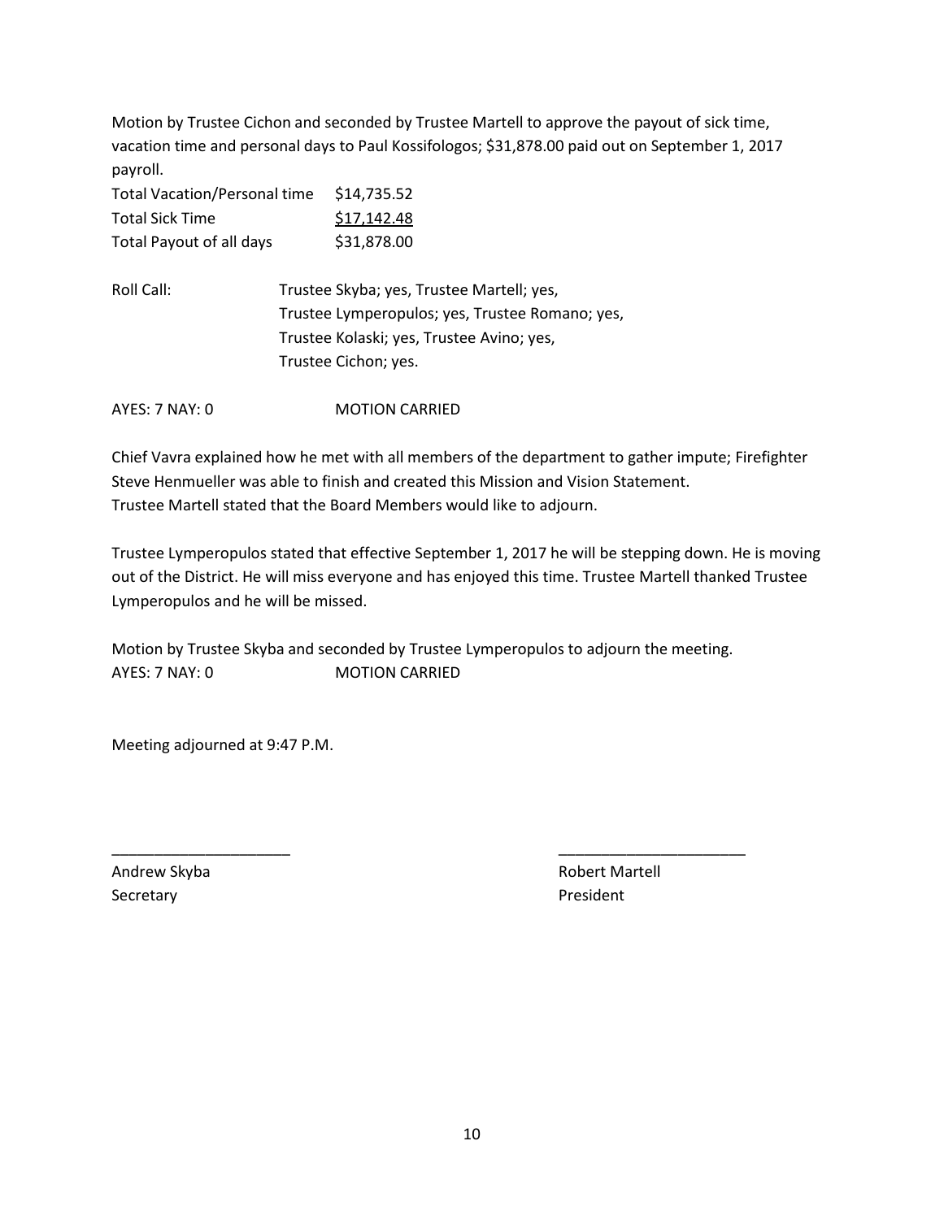Motion by Trustee Cichon and seconded by Trustee Martell to approve the payout of sick time, vacation time and personal days to Paul Kossifologos; $31,878.00 paid out on September 1, 2017 payroll.

| | |
|---|---|
| Total Vacation/Personal time | $14,735.52 |
| Total Sick Time | $17,142.48 |
| Total Payout of all days | $31,878.00 |

Roll Call: Trustee Skyba; yes, Trustee Martell; yes,
Trustee Lymperopulos; yes, Trustee Romano; yes,
Trustee Kolaski; yes, Trustee Avino; yes,
Trustee Cichon; yes.

AYES: 7 NAY: 0 MOTION CARRIED

Chief Vavra explained how he met with all members of the department to gather impute; Firefighter Steve Henmueller was able to finish and created this Mission and Vision Statement.
Trustee Martell stated that the Board Members would like to adjourn.

Trustee Lymperopulos stated that effective September 1, 2017 he will be stepping down. He is moving out of the District. He will miss everyone and has enjoyed this time. Trustee Martell thanked Trustee Lymperopulos and he will be missed.

Motion by Trustee Skyba and seconded by Trustee Lymperopulos to adjourn the meeting.
AYES: 7 NAY: 0 MOTION CARRIED

Meeting adjourned at 9:47 P.M.

_____________________ _____________________

Andrew Skyba
Secretary

Robert Martell
President